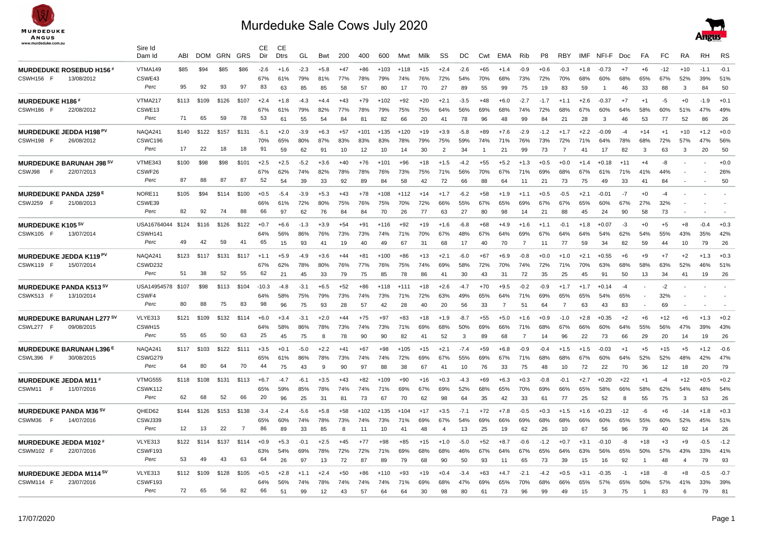# Murdeduke Sale Cows July 2020

| | Sire Id / Dam Id | ABI | DOM | GRN | GRS | CE Dir | CE Dtrs | GL | Bwt | 200 | 400 | 600 | Mwt | Milk | SS | DC | Cwt | EMA | Rib | P8 | RBY | IMF | NFI-F | Doc | FA | FC | RA | RH | RS |
|---|---|---|---|---|---|---|---|---|---|---|---|---|---|---|---|---|---|---|---|---|---|---|---|---|---|---|---|---|---|
| **MURDEDUKE ROSEBUD H156 #** | VTMA149 | $85 | $94 | $85 | $86 | -2.6 | +1.6 | -2.3 | +5.8 | +47 | +86 | +103 | +118 | +15 | +2.4 | -2.6 | +65 | +1.4 | -0.9 | +0.6 | -0.3 | +1.8 | -0.73 | +7 | +6 | -12 | +10 | -1.1 | -0.1 |
| CSWH156 F 13/08/2012 | CSWE43 | | | | | 67% | 61% | 79% | 81% | 77% | 78% | 79% | 74% | 76% | 72% | 54% | 70% | 68% | 73% | 72% | 70% | 68% | 60% | 68% | 65% | 67% | 52% | 39% | 51% |
| | Perc | 95 | 92 | 93 | 97 | 83 | 63 | 85 | 85 | 58 | 57 | 80 | 17 | 70 | 27 | 89 | 55 | 99 | 75 | 19 | 83 | 59 | 1 | 46 | 33 | 88 | 3 | 84 | 50 |
| **MURDEDUKE H186 #** | VTMA217 | $113 | $109 | $126 | $107 | +2.4 | +1.8 | -4.3 | +4.4 | +43 | +79 | +102 | +92 | +20 | +2.1 | -3.5 | +48 | +6.0 | -2.7 | -1.7 | +1.1 | +2.6 | -0.37 | +7 | +1 | -5 | +0 | -1.9 | +0.1 |
| CSWH186 F 22/08/2012 | CSWE13 | | | | | 67% | 61% | 79% | 82% | 77% | 78% | 79% | 75% | 75% | 64% | 56% | 69% | 68% | 74% | 72% | 68% | 67% | 60% | 64% | 58% | 60% | 51% | 47% | 49% |
| | Perc | 71 | 65 | 59 | 78 | 53 | 61 | 55 | 54 | 84 | 81 | 82 | 66 | 20 | 41 | 78 | 96 | 48 | 99 | 84 | 21 | 28 | 3 | 46 | 53 | 77 | 52 | 86 | 26 |
| **MURDEDUKE JEDDA H198 PV** | NAQA241 | $140 | $122 | $157 | $131 | -5.1 | +2.0 | -3.9 | +6.3 | +57 | +101 | +135 | +120 | +19 | +3.9 | -5.8 | +89 | +7.6 | -2.9 | -1.2 | +1.7 | +2.2 | -0.09 | -4 | +14 | +1 | +10 | +1.2 | +0.0 |
| CSWH198 F 26/08/2012 | CSWC196 | | | | | 70% | 65% | 80% | 87% | 83% | 83% | 83% | 78% | 79% | 75% | 59% | 74% | 71% | 76% | 73% | 72% | 71% | 64% | 78% | 68% | 72% | 57% | 47% | 56% |
| | Perc | 17 | 22 | 18 | 18 | 91 | 59 | 62 | 91 | 10 | 12 | 10 | 14 | 30 | 2 | 34 | 1 | 21 | 99 | 73 | 7 | 41 | 17 | 82 | 3 | 63 | 3 | 20 | 50 |
| **MURDEDUKE BARUNAH J98 SV** | VTME343 | $100 | $98 | $98 | $101 | +2.5 | +2.5 | -5.2 | +3.6 | +40 | +76 | +101 | +96 | +18 | +1.5 | -4.2 | +55 | +5.2 | +1.3 | +0.5 | +0.0 | +1.4 | +0.18 | +11 | +4 | -8 | - | - | +0.0 |
| CSWJ98 F 22/07/2013 | CSWF26 | | | | | 67% | 62% | 74% | 82% | 78% | 78% | 76% | 73% | 75% | 71% | 56% | 70% | 67% | 71% | 69% | 68% | 67% | 61% | 71% | 41% | 44% | - | - | 26% |
| | Perc | 87 | 88 | 87 | 87 | 52 | 54 | 39 | 33 | 92 | 89 | 84 | 58 | 42 | 72 | 66 | 88 | 64 | 11 | 21 | 73 | 75 | 49 | 33 | 41 | 84 | - | - | 50 |
| **MURDEDUKE PANDA J259 E** | NORE11 | $105 | $94 | $114 | $100 | +0.5 | -5.4 | -3.9 | +5.3 | +43 | +78 | +108 | +112 | +14 | +1.7 | -6.2 | +58 | +1.9 | +1.1 | +0.5 | -0.5 | +2.1 | -0.01 | -7 | +0 | -4 | - | - | - |
| CSWJ259 F 21/08/2013 | CSWE39 | | | | | 66% | 61% | 72% | 80% | 75% | 76% | 75% | 70% | 72% | 66% | 55% | 67% | 65% | 69% | 67% | 67% | 65% | 60% | 67% | 27% | 32% | - | - | - |
| | Perc | 82 | 92 | 74 | 88 | 66 | 97 | 62 | 76 | 84 | 84 | 70 | 26 | 77 | 63 | 27 | 80 | 98 | 14 | 21 | 88 | 45 | 24 | 90 | 58 | 73 | - | - | - |
| **MURDEDUKE K105 SV** | USA16764044 | $124 | $116 | $126 | $122 | +0.7 | +6.6 | -1.3 | +3.9 | +54 | +91 | +116 | +92 | +19 | +1.6 | -6.8 | +68 | +4.9 | +1.6 | +1.1 | -0.1 | +1.8 | +0.07 | -3 | +0 | +5 | +8 | -0.4 | +0.3 |
| CSWK105 F 13/07/2014 | CSWH141 | | | | | 64% | 56% | 86% | 76% | 73% | 73% | 74% | 71% | 70% | 67% | 48% | 67% | 64% | 69% | 67% | 64% | 64% | 54% | 62% | 54% | 55% | 43% | 35% | 42% |
| | Perc | 49 | 42 | 59 | 41 | 65 | 15 | 93 | 41 | 19 | 40 | 49 | 67 | 31 | 68 | 17 | 40 | 70 | 7 | 11 | 77 | 59 | 34 | 82 | 59 | 44 | 10 | 79 | 26 |
| **MURDEDUKE JEDDA K119 PV** | NAQA241 | $123 | $117 | $131 | $117 | +1.1 | +5.9 | -4.9 | +3.6 | +44 | +81 | +100 | +86 | +13 | +2.1 | -6.0 | +67 | +6.9 | -0.8 | +0.0 | +1.0 | +2.1 | +0.55 | +6 | +9 | +7 | +2 | +1.3 | +0.3 |
| CSWK119 F 15/07/2014 | CSWD232 | | | | | 67% | 62% | 78% | 80% | 76% | 77% | 76% | 75% | 74% | 69% | 58% | 72% | 70% | 74% | 72% | 71% | 70% | 63% | 68% | 58% | 63% | 52% | 46% | 51% |
| | Perc | 51 | 38 | 52 | 55 | 62 | 21 | 45 | 33 | 79 | 75 | 85 | 78 | 86 | 41 | 30 | 43 | 31 | 72 | 35 | 25 | 45 | 91 | 50 | 13 | 34 | 41 | 19 | 26 |
| **MURDEDUKE PANDA K513 SV** | USA14954578 | $107 | $98 | $113 | $104 | -10.3 | -4.8 | -3.1 | +6.5 | +52 | +86 | +118 | +111 | +18 | +2.6 | -4.7 | +70 | +9.5 | -0.2 | -0.9 | +1.7 | +1.7 | +0.14 | -4 | - | -2 | - | - | - |
| CSWK513 F 13/10/2014 | CSWF4 | | | | | 64% | 58% | 75% | 79% | 73% | 74% | 73% | 71% | 72% | 63% | 49% | 65% | 64% | 71% | 69% | 65% | 65% | 54% | 65% | - | 32% | - | - | - |
| | Perc | 80 | 88 | 75 | 83 | 98 | 96 | 75 | 93 | 28 | 57 | 42 | 28 | 40 | 20 | 56 | 33 | 7 | 51 | 64 | 7 | 63 | 43 | 83 | - | 69 | - | - | - |
| **MURDEDUKE BARUNAH L277 SV** | VLYE313 | $121 | $109 | $132 | $114 | +6.0 | +3.4 | -3.1 | +2.0 | +44 | +75 | +97 | +83 | +18 | +1.9 | -8.7 | +55 | +5.0 | +1.6 | +0.9 | -1.0 | +2.8 | +0.35 | +2 | +6 | +12 | +6 | +1.3 | +0.2 |
| CSWL277 F 09/08/2015 | CSWH15 | | | | | 64% | 58% | 86% | 78% | 73% | 74% | 73% | 71% | 69% | 68% | 50% | 69% | 66% | 71% | 68% | 67% | 66% | 60% | 64% | 55% | 56% | 47% | 39% | 43% |
| | Perc | 55 | 65 | 50 | 63 | 25 | 45 | 75 | 8 | 78 | 90 | 90 | 82 | 41 | 52 | 3 | 89 | 68 | 7 | 14 | 96 | 22 | 73 | 66 | 29 | 20 | 14 | 19 | 26 |
| **MURDEDUKE BARUNAH L396 E** | NAQA241 | $117 | $103 | $122 | $111 | +3.5 | +0.1 | -5.0 | +2.2 | +41 | +67 | +98 | +105 | +15 | +2.1 | -7.4 | +59 | +6.8 | -0.9 | -0.4 | +1.5 | +1.5 | -0.03 | +1 | +5 | +15 | +5 | +1.2 | -0.6 |
| CSWL396 F 30/08/2015 | CSWG279 | | | | | 65% | 61% | 86% | 78% | 73% | 74% | 74% | 72% | 69% | 67% | 55% | 69% | 67% | 71% | 68% | 68% | 67% | 60% | 64% | 52% | 52% | 48% | 42% | 47% |
| | Perc | 64 | 80 | 64 | 70 | 44 | 75 | 43 | 9 | 90 | 97 | 88 | 38 | 67 | 41 | 10 | 76 | 33 | 75 | 48 | 10 | 72 | 22 | 70 | 36 | 12 | 18 | 20 | 79 |
| **MURDEDUKE JEDDA M11 #** | VTMG555 | $118 | $108 | $131 | $113 | +6.7 | -4.7 | -6.1 | +3.5 | +43 | +82 | +109 | +90 | +16 | +0.3 | -4.3 | +69 | +6.3 | +0.3 | -0.8 | -0.1 | +2.7 | +0.20 | +22 | +1 | -4 | +12 | +0.5 | +0.2 |
| CSWM11 F 11/07/2016 | CSWK112 | | | | | 65% | 59% | 85% | 78% | 74% | 74% | 71% | 69% | 67% | 69% | 52% | 68% | 65% | 70% | 69% | 66% | 65% | 58% | 66% | 58% | 62% | 54% | 48% | 54% |
| | Perc | 62 | 68 | 52 | 66 | 20 | 96 | 25 | 31 | 81 | 73 | 67 | 70 | 62 | 98 | 64 | 35 | 42 | 33 | 61 | 77 | 25 | 52 | 8 | 55 | 75 | 3 | 53 | 26 |
| **MURDEDUKE PANDA M36 SV** | QHED62 | $144 | $126 | $153 | $138 | -3.4 | -2.4 | -5.6 | +5.8 | +58 | +102 | +135 | +104 | +17 | +3.5 | -7.1 | +72 | +7.8 | -0.5 | +0.3 | +1.5 | +1.6 | +0.23 | -12 | -6 | +6 | -14 | +1.8 | +0.3 |
| CSWM36 F 14/07/2016 | CSWJ339 | | | | | 65% | 60% | 74% | 78% | 73% | 74% | 73% | 71% | 69% | 67% | 54% | 69% | 66% | 69% | 68% | 68% | 66% | 60% | 66% | 55% | 60% | 52% | 45% | 51% |
| | Perc | 12 | 13 | 22 | 7 | 86 | 89 | 33 | 85 | 8 | 11 | 10 | 41 | 48 | 4 | 13 | 25 | 19 | 62 | 26 | 10 | 67 | 56 | 96 | 79 | 40 | 92 | 14 | 26 |
| **MURDEDUKE JEDDA M102 #** | VLYE313 | $122 | $114 | $137 | $114 | +0.9 | +5.3 | -0.1 | +2.5 | +45 | +77 | +98 | +85 | +15 | +1.0 | -5.0 | +52 | +8.7 | -0.6 | -1.2 | +0.7 | +3.1 | -0.10 | -8 | +18 | +3 | +9 | -0.5 | -1.2 |
| CSWM102 F 22/07/2016 | CSWF193 | | | | | 63% | 54% | 69% | 78% | 72% | 72% | 71% | 69% | 68% | 68% | 46% | 67% | 64% | 67% | 65% | 64% | 63% | 56% | 65% | 50% | 57% | 43% | 33% | 41% |
| | Perc | 53 | 49 | 43 | 63 | 64 | 26 | 97 | 13 | 72 | 87 | 89 | 79 | 68 | 90 | 50 | 93 | 11 | 65 | 73 | 39 | 15 | 16 | 92 | 1 | 48 | 4 | 79 | 93 |
| **MURDEDUKE JEDDA M114 SV** | VLYE313 | $112 | $109 | $128 | $105 | +0.5 | +2.8 | +1.1 | +2.4 | +50 | +86 | +110 | +93 | +19 | +0.4 | -3.4 | +63 | +4.7 | -2.1 | -4.2 | +0.5 | +3.1 | -0.35 | -1 | +18 | -8 | +8 | -0.5 | -0.7 |
| CSWM114 F 23/07/2016 | CSWF193 | | | | | 64% | 56% | 74% | 78% | 74% | 74% | 74% | 71% | 69% | 68% | 47% | 69% | 65% | 70% | 68% | 66% | 65% | 57% | 65% | 50% | 57% | 41% | 33% | 39% |
| | Perc | 72 | 65 | 56 | 82 | 66 | 51 | 99 | 12 | 43 | 57 | 64 | 64 | 30 | 98 | 80 | 61 | 73 | 96 | 99 | 49 | 15 | 3 | 75 | 1 | 83 | 6 | 79 | 81 |

17/07/2020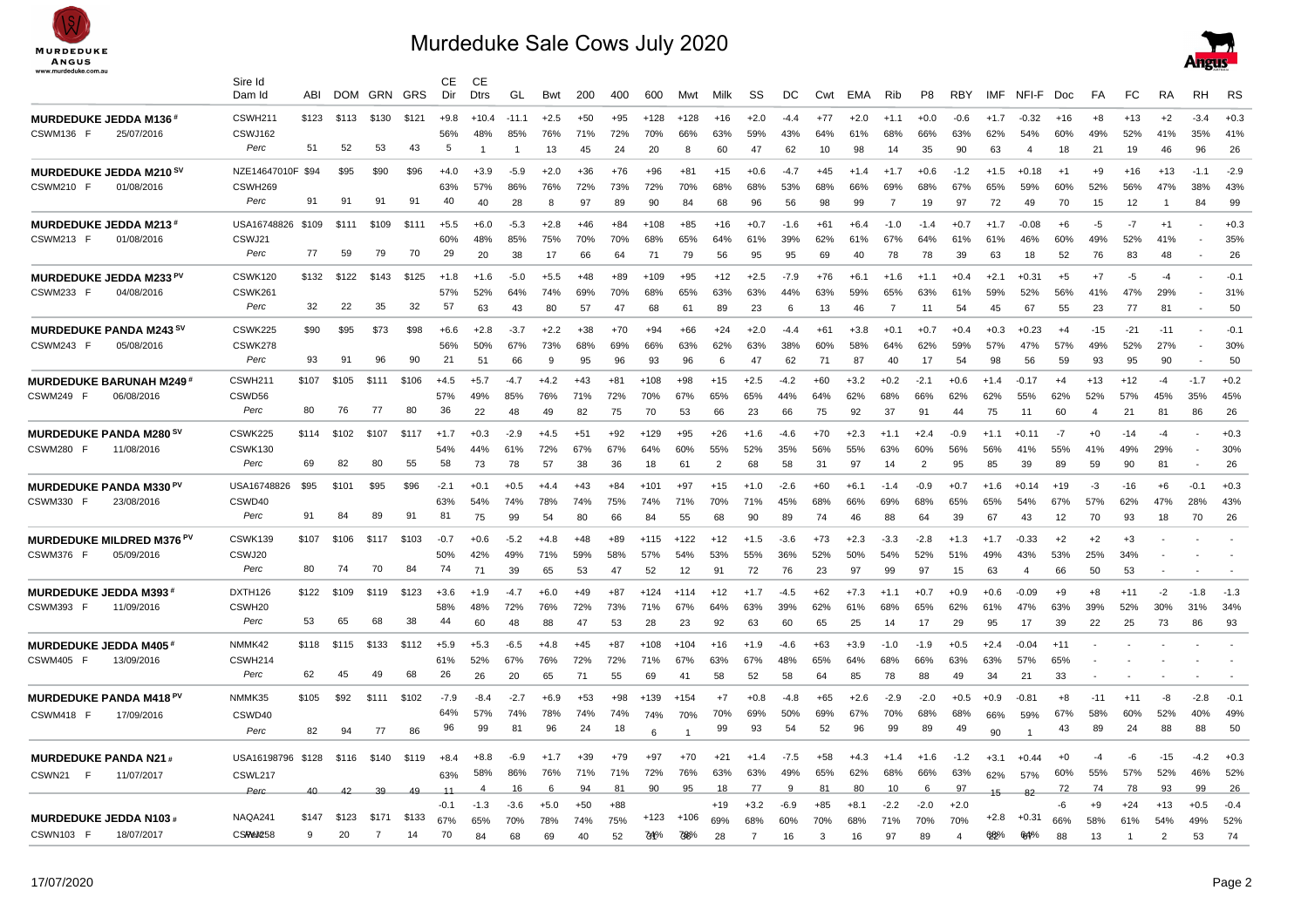# Murdeduke Sale Cows July 2020

| | Sire Id / Dam Id | ABI | DOM | GRN | GRS | CE Dir | CE Dtrs | GL | Bwt | 200 | 400 | 600 | Mwt | Milk | SS | DC | Cwt | EMA | Rib | P8 | RBY | IMF | NFI-F | Doc | FA | FC | RA | RH | RS |
|---|---|---|---|---|---|---|---|---|---|---|---|---|---|---|---|---|---|---|---|---|---|---|---|---|---|---|---|---|---|
| **MURDEDUKE JEDDA M136 #** | CSWH211 | $123 | $113 | $130 | $121 | +9.8 | +10.4 | -11.1 | +2.5 | +50 | +95 | +128 | +128 | +16 | +2.0 | -4.4 | +77 | +2.0 | +1.1 | +0.0 | -0.6 | +1.7 | -0.32 | +16 | +8 | +13 | +2 | -3.4 | +0.3 |
| CSWM136 F 25/07/2016 | CSWJ162 | | | | | 56% | 48% | 85% | 76% | 71% | 72% | 70% | 66% | 63% | 59% | 43% | 64% | 61% | 68% | 66% | 63% | 62% | 54% | 60% | 49% | 52% | 41% | 35% | 41% |
| | Perc | 51 | 52 | 53 | 43 | 5 | 1 | 1 | 13 | 45 | 24 | 20 | 8 | 60 | 47 | 62 | 10 | 98 | 14 | 35 | 90 | 63 | 4 | 18 | 21 | 19 | 46 | 96 | 26 |
| **MURDEDUKE JEDDA M210 SV** | NZE14647010F | $94 | $95 | $90 | $96 | +4.0 | +3.9 | -5.9 | +2.0 | +36 | +76 | +96 | +81 | +15 | +0.6 | -4.7 | +45 | +1.4 | +1.7 | +0.6 | -1.2 | +1.5 | +0.18 | +1 | +9 | +16 | +13 | -1.1 | -2.9 |
| CSWM210 F 01/08/2016 | CSWH269 | | | | | 63% | 57% | 86% | 76% | 72% | 73% | 72% | 70% | 68% | 68% | 53% | 68% | 66% | 69% | 68% | 67% | 65% | 59% | 60% | 52% | 56% | 47% | 38% | 43% |
| | Perc | 91 | 91 | 91 | 91 | 40 | 40 | 28 | 8 | 97 | 89 | 90 | 84 | 68 | 96 | 56 | 98 | 99 | 7 | 19 | 97 | 72 | 49 | 70 | 15 | 12 | 1 | 84 | 99 |
| **MURDEDUKE JEDDA M213 #** | USA16748826 | $109 | $111 | $109 | $111 | +5.5 | +6.0 | -5.3 | +2.8 | +46 | +84 | +108 | +85 | +16 | +0.7 | -1.6 | +61 | +6.4 | -1.0 | -1.4 | +0.7 | +1.7 | -0.08 | +6 | -5 | -7 | +1 | - | +0.3 |
| CSWM213 F 01/08/2016 | CSWJ21 | | | | | 60% | 48% | 85% | 75% | 70% | 70% | 68% | 65% | 64% | 61% | 39% | 62% | 61% | 67% | 64% | 61% | 61% | 46% | 60% | 49% | 52% | 41% | - | 35% |
| | Perc | 77 | 59 | 79 | 70 | 29 | 20 | 38 | 17 | 66 | 64 | 71 | 79 | 56 | 95 | 95 | 69 | 40 | 78 | 78 | 39 | 63 | 18 | 52 | 76 | 83 | 48 | - | 26 |
| **MURDEDUKE JEDDA M233 PV** | CSWK120 | $132 | $122 | $143 | $125 | +1.8 | +1.6 | -5.0 | +5.5 | +48 | +89 | +109 | +95 | +12 | +2.5 | -7.9 | +76 | +6.1 | +1.6 | +1.1 | +0.4 | +2.1 | +0.31 | +5 | +7 | -5 | -4 | - | -0.1 |
| CSWM233 F 04/08/2016 | CSWK261 | | | | | 57% | 52% | 64% | 74% | 69% | 70% | 68% | 65% | 63% | 63% | 44% | 63% | 59% | 65% | 63% | 61% | 59% | 52% | 56% | 41% | 47% | 29% | - | 31% |
| | Perc | 32 | 22 | 35 | 32 | 57 | 63 | 43 | 80 | 57 | 47 | 68 | 61 | 89 | 23 | 6 | 13 | 46 | 7 | 11 | 54 | 45 | 67 | 55 | 23 | 77 | 81 | - | 50 |
| **MURDEDUKE PANDA M243 SV** | CSWK225 | $90 | $95 | $73 | $98 | +6.6 | +2.8 | -3.7 | +2.2 | +38 | +70 | +94 | +66 | +24 | +2.0 | -4.4 | +61 | +3.8 | +0.1 | +0.7 | +0.4 | +0.3 | +0.23 | +4 | -15 | -21 | -11 | - | -0.1 |
| CSWM243 F 05/08/2016 | CSWK278 | | | | | 56% | 50% | 67% | 73% | 68% | 69% | 66% | 63% | 62% | 63% | 38% | 60% | 58% | 64% | 62% | 59% | 57% | 47% | 57% | 49% | 52% | 27% | - | 30% |
| | Perc | 93 | 91 | 96 | 90 | 21 | 51 | 66 | 9 | 95 | 96 | 93 | 96 | 6 | 47 | 62 | 71 | 87 | 40 | 17 | 54 | 98 | 56 | 59 | 93 | 95 | 90 | - | 50 |
| **MURDEDUKE BARUNAH M249 #** | CSWH211 | $107 | $105 | $111 | $106 | +4.5 | +5.7 | -4.7 | +4.2 | +43 | +81 | +108 | +98 | +15 | +2.5 | -4.2 | +60 | +3.2 | +0.2 | -2.1 | +0.6 | +1.4 | -0.17 | +4 | +13 | +12 | -4 | -1.7 | +0.2 |
| CSWM249 F 06/08/2016 | CSWD56 | | | | | 57% | 49% | 85% | 76% | 71% | 72% | 70% | 67% | 65% | 65% | 44% | 64% | 62% | 68% | 66% | 62% | 62% | 55% | 62% | 52% | 57% | 45% | 35% | 45% |
| | Perc | 80 | 76 | 77 | 80 | 36 | 22 | 48 | 49 | 82 | 75 | 70 | 53 | 66 | 23 | 66 | 75 | 92 | 37 | 91 | 44 | 75 | 11 | 60 | 4 | 21 | 81 | 86 | 26 |
| **MURDEDUKE PANDA M280 SV** | CSWK225 | $114 | $102 | $107 | $117 | +1.7 | +0.3 | -2.9 | +4.5 | +51 | +92 | +129 | +95 | +26 | +1.6 | -4.6 | +70 | +2.3 | +1.1 | +2.4 | -0.9 | +1.1 | +0.11 | -7 | +0 | -14 | -4 | - | +0.3 |
| CSWM280 F 11/08/2016 | CSWK130 | | | | | 54% | 44% | 61% | 72% | 67% | 67% | 64% | 60% | 55% | 52% | 35% | 56% | 55% | 63% | 60% | 56% | 56% | 41% | 55% | 41% | 49% | 29% | - | 30% |
| | Perc | 69 | 82 | 80 | 55 | 58 | 73 | 78 | 57 | 38 | 36 | 18 | 61 | 2 | 68 | 58 | 31 | 97 | 14 | 2 | 95 | 85 | 39 | 89 | 59 | 90 | 81 | - | 26 |
| **MURDEDUKE PANDA M330 PV** | USA16748826 | $95 | $101 | $95 | $96 | -2.1 | +0.1 | +0.5 | +4.4 | +43 | +84 | +101 | +97 | +15 | +1.0 | -2.6 | +60 | +6.1 | -1.4 | -0.9 | +0.7 | +1.6 | +0.14 | +19 | -3 | -16 | +6 | -0.1 | +0.3 |
| CSWM330 F 23/08/2016 | CSWD40 | | | | | 63% | 54% | 74% | 78% | 74% | 75% | 74% | 71% | 70% | 71% | 45% | 68% | 66% | 69% | 68% | 65% | 65% | 54% | 67% | 57% | 62% | 47% | 28% | 43% |
| | Perc | 91 | 84 | 89 | 91 | 81 | 75 | 99 | 54 | 80 | 66 | 84 | 55 | 68 | 90 | 89 | 74 | 46 | 88 | 64 | 39 | 67 | 43 | 12 | 70 | 93 | 18 | 70 | 26 |
| **MURDEDUKE MILDRED M376 PV** | CSWK139 | $107 | $106 | $117 | $103 | -0.7 | +0.6 | -5.2 | +4.8 | +48 | +89 | +115 | +122 | +12 | +1.5 | -3.6 | +73 | +2.3 | -3.3 | -2.8 | +1.3 | +1.7 | -0.33 | +2 | +2 | +3 | - | - | - |
| CSWM376 F 05/09/2016 | CSWJ20 | | | | | 50% | 42% | 49% | 71% | 59% | 58% | 57% | 54% | 53% | 55% | 36% | 52% | 50% | 54% | 52% | 51% | 49% | 43% | 53% | 25% | 34% | - | - | - |
| | Perc | 80 | 74 | 70 | 84 | 74 | 71 | 39 | 65 | 53 | 47 | 52 | 12 | 91 | 72 | 76 | 23 | 97 | 99 | 97 | 15 | 63 | 4 | 66 | 50 | 53 | - | - | - |
| **MURDEDUKE JEDDA M393 #** | DXTH126 | $122 | $109 | $119 | $123 | +3.6 | +1.9 | -4.7 | +6.0 | +49 | +87 | +124 | +114 | +12 | +1.7 | -4.5 | +62 | +7.3 | +1.1 | +0.7 | +0.9 | +0.6 | -0.09 | +9 | +8 | +11 | -2 | -1.8 | -1.3 |
| CSWM393 F 11/09/2016 | CSWH20 | | | | | 58% | 48% | 72% | 76% | 72% | 73% | 71% | 67% | 64% | 63% | 39% | 62% | 61% | 68% | 65% | 62% | 61% | 47% | 63% | 39% | 52% | 30% | 31% | 34% |
| | Perc | 53 | 65 | 68 | 38 | 44 | 60 | 48 | 88 | 47 | 53 | 28 | 23 | 92 | 63 | 60 | 65 | 25 | 14 | 17 | 29 | 95 | 17 | 39 | 22 | 25 | 73 | 86 | 93 |
| **MURDEDUKE JEDDA M405 #** | NMMK42 | $118 | $115 | $133 | $112 | +5.9 | +5.3 | -6.5 | +4.8 | +45 | +87 | +108 | +104 | +16 | +1.9 | -4.6 | +63 | +3.9 | -1.0 | -1.9 | +0.5 | +2.4 | -0.04 | +11 | - | - | - | - | - |
| CSWM405 F 13/09/2016 | CSWH214 | | | | | 61% | 52% | 67% | 76% | 72% | 72% | 71% | 67% | 63% | 67% | 48% | 65% | 64% | 68% | 66% | 63% | 63% | 57% | 65% | - | - | - | - | - |
| | Perc | 62 | 45 | 49 | 68 | 26 | 26 | 20 | 65 | 71 | 55 | 69 | 41 | 58 | 52 | 58 | 64 | 85 | 78 | 88 | 49 | 34 | 21 | 33 | - | - | - | - | - |
| **MURDEDUKE PANDA M418 PV** | NMMK35 | $105 | $92 | $111 | $102 | -7.9 | -8.4 | -2.7 | +6.9 | +53 | +98 | +139 | +154 | +7 | +0.8 | -4.8 | +65 | +2.6 | -2.9 | -2.0 | +0.5 | +0.9 | -0.81 | +8 | -11 | +11 | -8 | -2.8 | -0.1 |
| CSWM418 F 17/09/2016 | CSWD40 | | | | | 64% | 57% | 74% | 78% | 74% | 74% | 74% | 70% | 70% | 69% | 50% | 69% | 67% | 70% | 68% | 68% | 66% | 59% | 67% | 58% | 60% | 52% | 40% | 49% |
| | Perc | 82 | 94 | 77 | 86 | 96 | 99 | 81 | 96 | 24 | 18 | 6 | 1 | 99 | 93 | 54 | 52 | 96 | 99 | 89 | 49 | 90 | 1 | 43 | 89 | 24 | 88 | 88 | 50 |
| **MURDEDUKE PANDA N21 #** | USA16198796 | $128 | $116 | $140 | $119 | +8.4 | +8.8 | -6.9 | +1.7 | +39 | +79 | +97 | +70 | +21 | +1.4 | -7.5 | +58 | +4.3 | +1.4 | +1.6 | -1.2 | +3.1 | +0.44 | +0 | -4 | -6 | -15 | -4.2 | +0.3 |
| CSWN21 F 11/07/2017 | CSWL217 | | | | | 63% | 58% | 86% | 76% | 71% | 71% | 72% | 76% | 63% | 63% | 49% | 65% | 62% | 68% | 66% | 63% | 62% | 57% | 60% | 55% | 57% | 52% | 46% | 52% |
| | Perc | 40 | 42 | 39 | 49 | 11 | 4 | 16 | 6 | 94 | 81 | 90 | 95 | 18 | 77 | 9 | 81 | 80 | 10 | 6 | 97 | 15 | 82 | 72 | 74 | 78 | 93 | 99 | 26 |
| **MURDEDUKE JEDDA N103 #** | NAQA241 | $147 | $123 | $171 | $133 | -0.1 | -1.3 | -3.6 | +5.0 | +50 | +88 | +123 | +106 | +19 | +3.2 | -6.9 | +85 | +8.1 | -2.2 | -2.0 | +2.0 | +2.8 | +0.31 | -6 | +9 | +24 | +13 | +0.5 | -0.4 |
| CSWN103 F 18/07/2017 | CSWJ258 | | | | | 67% | 65% | 70% | 78% | 74% | 75% | 74% | 73% | 69% | 68% | 60% | 70% | 68% | 71% | 70% | 70% | 68% | 64% | 66% | 58% | 61% | 54% | 49% | 52% |
| | Perc | 9 | 20 | 7 | 14 | 70 | 84 | 68 | 69 | 40 | 52 | 31 | 28 | 28 | 7 | 16 | 3 | 16 | 97 | 89 | 4 | 22 | 34 | 88 | 13 | 1 | 2 | 53 | 74 |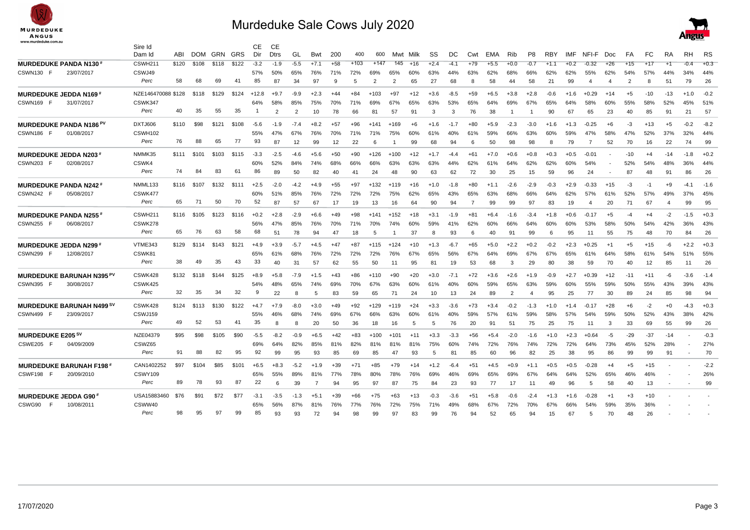# Murdeduke Sale Cows July 2020

www.murdeduke.com.au

| | Sire Id / Dam Id | ABI | DOM | GRN | GRS | CE Dir | CE Dtrs | GL | Bwt | 200 | 400 | 600 | Mwt | Milk | SS | DC | Cwt | EMA | Rib | P8 | RBY | IMF | NFI-F | Doc | FA | FC | RA | RH | RS |
|---|---|---|---|---|---|---|---|---|---|---|---|---|---|---|---|---|---|---|---|---|---|---|---|---|---|---|---|---|---|
| **MURDEDUKE PANDA N130 #** | CSWH211 | $120 | $108 | $118 | $122 | -3.2 | -1.9 | -5.5 | +7.1 | +58 | +103 | +147 | 145 | +16 | +2.4 | -4.1 | +79 | +5.5 | +0.0 | -0.7 | +1.1 | +0.2 | -0.32 | +26 | +15 | +17 | +1 | -0.4 | +0.3 |
| CSWN130 F 23/07/2017 | CSWJ49 | | | | | 57% | 50% | 65% | 76% | 71% | 72% | 69% | 65% | 60% | 63% | 44% | 63% | 62% | 68% | 66% | 62% | 62% | 55% | 62% | 54% | 57% | 44% | 34% | 44% |
| | Perc | 58 | 68 | 69 | 41 | 85 | 87 | 34 | 97 | 9 | 5 | 2 | 2 | 65 | 27 | 68 | 8 | 58 | 44 | 58 | 21 | 99 | 4 | 4 | 2 | 8 | 51 | 79 | 26 |
| **MURDEDUKE JEDDA N169 #** | NZE146470088 | $128 | $118 | $129 | $124 | +12.8 | +9.7 | -9.9 | +2.3 | +44 | +84 | +103 | +97 | +12 | +3.6 | -8.5 | +59 | +6.5 | +3.8 | +2.8 | -0.6 | +1.6 | +0.29 | +14 | +5 | -10 | -13 | +1.0 | -0.2 |
| CSWN169 F 31/07/2017 | CSWK347 | | | | | 64% | 58% | 85% | 75% | 70% | 71% | 69% | 67% | 65% | 63% | 53% | 65% | 64% | 69% | 67% | 65% | 64% | 58% | 60% | 55% | 58% | 52% | 45% | 51% |
| | Perc | 40 | 35 | 55 | 35 | 1 | 2 | 2 | 10 | 78 | 66 | 81 | 57 | 91 | 3 | 3 | 76 | 38 | 1 | 1 | 90 | 67 | 65 | 23 | 40 | 85 | 91 | 21 | 57 |
| **MURDEDUKE PANDA N186 PV** | DXTJ606 | $110 | $98 | $121 | $108 | -5.6 | -1.9 | -7.4 | +8.2 | +57 | +96 | +141 | +169 | +6 | +1.6 | -1.7 | +80 | +5.9 | -2.3 | -3.0 | +1.6 | +1.3 | -0.25 | +6 | -3 | +13 | +5 | -0.2 | -8.2 |
| CSWN186 F 01/08/2017 | CSWH102 | | | | | 55% | 47% | 67% | 76% | 70% | 71% | 71% | 75% | 60% | 61% | 40% | 61% | 59% | 66% | 63% | 60% | 59% | 47% | 58% | 47% | 52% | 37% | 32% | 44% |
| | Perc | 76 | 88 | 65 | 77 | 93 | 87 | 12 | 99 | 12 | 22 | 6 | 1 | 99 | 68 | 94 | 6 | 50 | 98 | 98 | 8 | 79 | 7 | 52 | 70 | 16 | 22 | 74 | 99 |
| **MURDEDUKE JEDDA N203 #** | NMMK35 | $111 | $101 | $103 | $115 | -3.3 | -2.5 | -4.6 | +5.6 | +50 | +90 | +126 | +100 | +12 | +1.7 | -4.4 | +61 | +7.0 | +0.6 | +0.8 | +0.3 | +0.5 | -0.01 | - | -10 | +4 | -14 | -1.8 | +0.2 |
| CSWN203 F 02/08/2017 | CSWK4 | | | | | 60% | 52% | 84% | 74% | 68% | 66% | 66% | 63% | 63% | 63% | 44% | 62% | 61% | 64% | 62% | 62% | 60% | 54% | - | 52% | 54% | 48% | 36% | 44% |
| | Perc | 74 | 84 | 83 | 61 | 86 | 89 | 50 | 82 | 40 | 41 | 24 | 48 | 90 | 63 | 62 | 72 | 30 | 25 | 15 | 59 | 96 | 24 | - | 87 | 48 | 91 | 86 | 26 |
| **MURDEDUKE PANDA N242 #** | NMML133 | $116 | $107 | $132 | $111 | +2.5 | -2.0 | -4.2 | +4.9 | +55 | +97 | +132 | +119 | +16 | +1.0 | -1.8 | +80 | +1.1 | -2.6 | -2.9 | -0.3 | +2.9 | -0.33 | +15 | -3 | -1 | +9 | -4.1 | -1.6 |
| CSWN242 F 05/08/2017 | CSWK477 | | | | | 60% | 51% | 85% | 76% | 72% | 72% | 72% | 75% | 62% | 65% | 43% | 65% | 63% | 68% | 66% | 64% | 62% | 57% | 61% | 52% | 57% | 49% | 37% | 45% |
| | Perc | 65 | 71 | 50 | 70 | 52 | 87 | 57 | 67 | 17 | 19 | 13 | 16 | 64 | 90 | 94 | 7 | 99 | 99 | 97 | 83 | 19 | 4 | 20 | 71 | 67 | 4 | 99 | 95 |
| **MURDEDUKE PANDA N255 #** | CSWH211 | $116 | $105 | $123 | $116 | +0.2 | +2.8 | -2.9 | +6.6 | +49 | +98 | +141 | +152 | +18 | +3.1 | -1.9 | +81 | +6.4 | -1.6 | -3.4 | +1.8 | +0.6 | -0.17 | +5 | -4 | +4 | -2 | -1.5 | +0.3 |
| CSWN255 F 06/08/2017 | CSWK278 | | | | | 56% | 47% | 85% | 76% | 70% | 71% | 70% | 74% | 60% | 59% | 41% | 62% | 60% | 66% | 64% | 60% | 60% | 53% | 58% | 50% | 54% | 42% | 36% | 43% |
| | Perc | 65 | 76 | 63 | 58 | 68 | 51 | 78 | 94 | 47 | 18 | 5 | 1 | 37 | 8 | 93 | 6 | 40 | 91 | 99 | 6 | 95 | 11 | 55 | 75 | 48 | 70 | 84 | 26 |
| **MURDEDUKE JEDDA N299 #** | VTME343 | $129 | $114 | $143 | $121 | +4.9 | +3.9 | -5.7 | +4.5 | +47 | +87 | +115 | +124 | +10 | +1.3 | -6.7 | +65 | +5.0 | +2.2 | +0.2 | -0.2 | +2.3 | +0.25 | +1 | +5 | +15 | -6 | +2.2 | +0.3 |
| CSWN299 F 12/08/2017 | CSWK81 | | | | | 65% | 61% | 68% | 76% | 72% | 72% | 72% | 76% | 67% | 65% | 56% | 67% | 64% | 69% | 67% | 67% | 65% | 61% | 64% | 58% | 61% | 54% | 51% | 55% |
| | Perc | 38 | 49 | 35 | 43 | 33 | 40 | 31 | 57 | 62 | 55 | 50 | 11 | 95 | 81 | 19 | 53 | 68 | 3 | 29 | 80 | 38 | 59 | 70 | 40 | 12 | 85 | 11 | 26 |
| **MURDEDUKE BARUNAH N395 PV** | CSWK428 | $132 | $118 | $144 | $125 | +8.9 | +5.8 | -7.9 | +1.5 | +43 | +86 | +110 | +90 | +20 | +3.0 | -7.1 | +72 | +3.6 | +2.6 | +1.9 | -0.9 | +2.7 | +0.39 | +12 | -11 | +11 | -6 | -3.6 | -1.4 |
| CSWN395 F 30/08/2017 | CSWK425 | | | | | 54% | 48% | 65% | 74% | 69% | 70% | 67% | 63% | 60% | 61% | 40% | 60% | 59% | 65% | 63% | 59% | 60% | 55% | 59% | 50% | 55% | 43% | 39% | 43% |
| | Perc | 32 | 35 | 34 | 32 | 9 | 22 | 8 | 5 | 83 | 59 | 65 | 71 | 24 | 10 | 13 | 24 | 89 | 2 | 4 | 95 | 25 | 77 | 30 | 89 | 24 | 85 | 98 | 94 |
| **MURDEDUKE BARUNAH N499 SV** | CSWK428 | $124 | $113 | $130 | $122 | +4.7 | +7.9 | -8.0 | +3.0 | +49 | +92 | +129 | +119 | +24 | +3.3 | -3.6 | +73 | +3.4 | -0.2 | -1.3 | +1.0 | +1.4 | -0.17 | +28 | +6 | -2 | +0 | -4.3 | +0.3 |
| CSWN499 F 23/09/2017 | CSWJ159 | | | | | 55% | 46% | 68% | 74% | 69% | 67% | 66% | 63% | 60% | 61% | 40% | 59% | 57% | 61% | 59% | 58% | 57% | 54% | 59% | 50% | 52% | 43% | 38% | 42% |
| | Perc | 49 | 52 | 53 | 41 | 35 | 8 | 8 | 20 | 50 | 36 | 18 | 16 | 5 | 5 | 76 | 20 | 91 | 51 | 75 | 25 | 75 | 11 | 3 | 33 | 69 | 55 | 99 | 26 |
| **MURDEDUKE E205 SV** | NZE04379 | $95 | $98 | $105 | $90 | -5.5 | -8.2 | -0.9 | +6.5 | +42 | +83 | +100 | +101 | +11 | +3.3 | -3.3 | +56 | +5.4 | -2.0 | -1.6 | +1.0 | +2.3 | +0.64 | -5 | -29 | -37 | -14 | - | -0.3 |
| CSWE205 F 04/09/2009 | CSWZ65 | | | | | 69% | 64% | 82% | 85% | 81% | 82% | 81% | 81% | 81% | 75% | 60% | 74% | 72% | 76% | 74% | 72% | 72% | 64% | 73% | 45% | 52% | 28% | - | 27% |
| | Perc | 91 | 88 | 82 | 95 | 92 | 99 | 95 | 93 | 85 | 69 | 85 | 47 | 93 | 5 | 81 | 85 | 60 | 96 | 82 | 25 | 38 | 95 | 86 | 99 | 99 | 91 | - | 70 |
| **MURDEDUKE BARUNAH F198 #** | CAN1402252 | $97 | $104 | $85 | $101 | +6.5 | +8.3 | -5.2 | +1.9 | +39 | +71 | +85 | +79 | +14 | +1.2 | -6.4 | +51 | +4.5 | +0.9 | +1.1 | +0.5 | +0.5 | -0.28 | +4 | +5 | +15 | - | - | -2.2 |
| CSWF198 F 20/09/2010 | CSWY109 | | | | | 65% | 55% | 89% | 81% | 77% | 78% | 80% | 78% | 76% | 69% | 46% | 69% | 65% | 69% | 67% | 64% | 64% | 52% | 65% | 46% | 46% | - | - | 26% |
| | Perc | 89 | 78 | 93 | 87 | 22 | 6 | 39 | 7 | 94 | 95 | 97 | 87 | 75 | 84 | 23 | 93 | 77 | 17 | 11 | 49 | 96 | 5 | 58 | 40 | 13 | - | - | 99 |
| **MURDEDUKE JEDDA G90 #** | USA15883460 | $76 | $91 | $72 | $77 | -3.1 | -3.5 | -1.3 | +5.1 | +39 | +66 | +75 | +63 | +13 | -0.3 | -3.6 | +51 | +5.8 | -0.6 | -2.4 | +1.3 | +1.6 | -0.28 | +1 | +3 | +10 | - | - | - |
| CSWG90 F 10/08/2011 | CSWW40 | | | | | 65% | 56% | 87% | 81% | 76% | 77% | 76% | 72% | 75% | 71% | 49% | 68% | 67% | 72% | 70% | 67% | 66% | 54% | 59% | 35% | 36% | - | - | - |
| | Perc | 98 | 95 | 97 | 99 | 85 | 93 | 93 | 72 | 94 | 98 | 99 | 97 | 83 | 99 | 76 | 94 | 52 | 65 | 94 | 15 | 67 | 5 | 70 | 48 | 26 | - | - | - |

17/07/2020